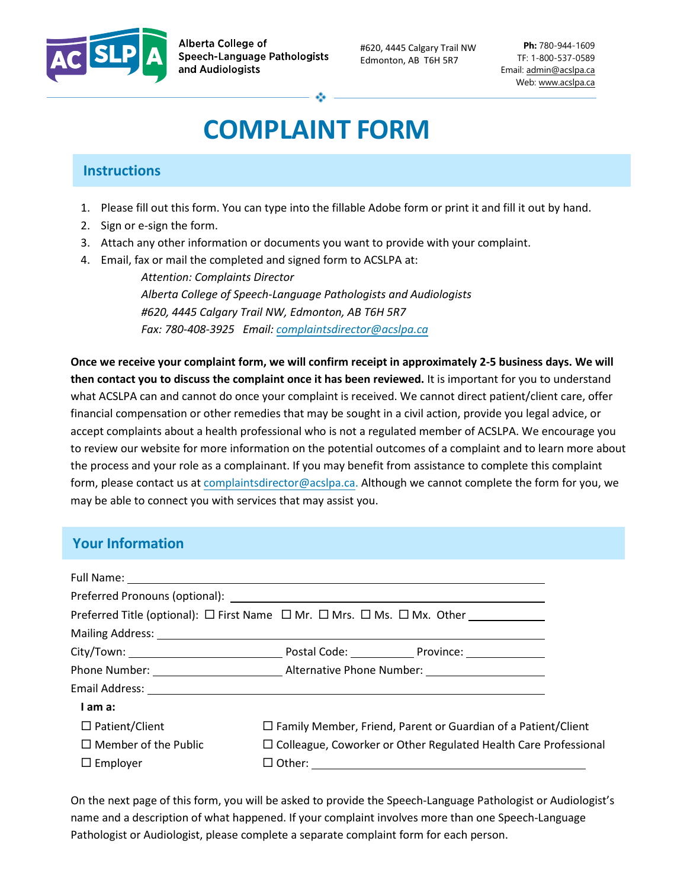Alberta College of Speech-Language Pathologists and Audiologists

#620, 4445 Calgary Trail NW
Edmonton, AB T6H 5R7

**Ph:** 780-944-1609
TF: 1-800-537-0589
Email: admin@acslpa.ca
Web: www.acslpa.ca

# COMPLAINT FORM

## Instructions

1. Please fill out this form. You can type into the fillable Adobe form or print it and fill it out by hand.
2. Sign or e-sign the form.
3. Attach any other information or documents you want to provide with your complaint.
4. Email, fax or mail the completed and signed form to ACSLPA at:

   *Attention: Complaints Director*
   *Alberta College of Speech-Language Pathologists and Audiologists*
   *#620, 4445 Calgary Trail NW, Edmonton, AB T6H 5R7*
   *Fax: 780-408-3925 Email: complaintsdirector@acslpa.ca*

**Once we receive your complaint form, we will confirm receipt in approximately 2-5 business days. We will then contact you to discuss the complaint once it has been reviewed.** It is important for you to understand what ACSLPA can and cannot do once your complaint is received. We cannot direct patient/client care, offer financial compensation or other remedies that may be sought in a civil action, provide you legal advice, or accept complaints about a health professional who is not a regulated member of ACSLPA. We encourage you to review our website for more information on the potential outcomes of a complaint and to learn more about the process and your role as a complainant. If you may benefit from assistance to complete this complaint form, please contact us at complaintsdirector@acslpa.ca. Although we cannot complete the form for you, we may be able to connect you with services that may assist you.

## Your Information

Full Name: ____________________

Preferred Pronouns (optional): ____________________

Preferred Title (optional): ☐ First Name ☐ Mr. ☐ Mrs. ☐ Ms. ☐ Mx. Other ____________

Mailing Address: ____________________

City/Town: ____________ Postal Code: ________ Province: ________

Phone Number: ____________ Alternative Phone Number: ____________

Email Address: ____________________

**I am a:**

☐ Patient/Client
☐ Family Member, Friend, Parent or Guardian of a Patient/Client
☐ Member of the Public
☐ Colleague, Coworker or Other Regulated Health Care Professional
☐ Employer
☐ Other: ____________________

On the next page of this form, you will be asked to provide the Speech-Language Pathologist or Audiologist's name and a description of what happened. If your complaint involves more than one Speech-Language Pathologist or Audiologist, please complete a separate complaint form for each person.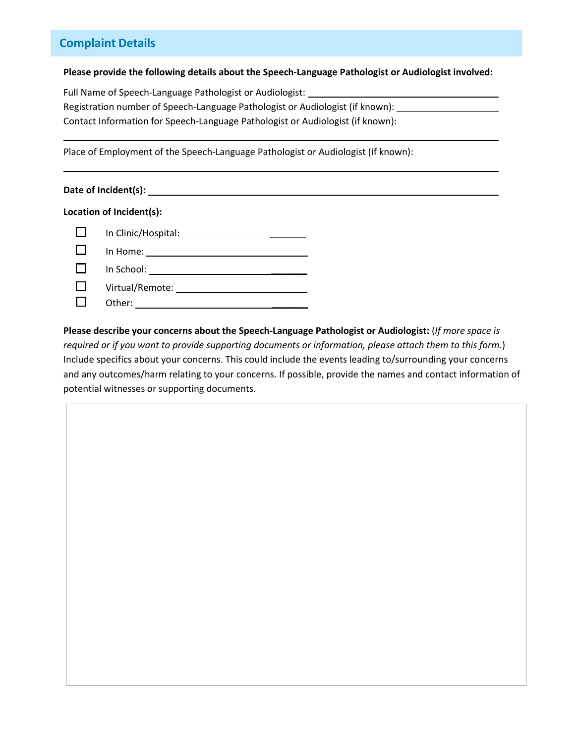## Complaint Details

**Please provide the following details about the Speech-Language Pathologist or Audiologist involved:**

Full Name of Speech-Language Pathologist or Audiologist: ______________________________

Registration number of Speech-Language Pathologist or Audiologist (if known): ______________

Contact Information for Speech-Language Pathologist or Audiologist (if known):

______________________________________________________________________

Place of Employment of the Speech-Language Pathologist or Audiologist (if known):

______________________________________________________________________

**Date of Incident(s):** ______________________________________________________

**Location of Incident(s):**

- ☐ In Clinic/Hospital: ______________________
- ☐ In Home: ______________________
- ☐ In School: ______________________
- ☐ Virtual/Remote: ______________________
- ☐ Other: ______________________

**Please describe your concerns about the Speech-Language Pathologist or Audiologist:** (*If more space is required or if you want to provide supporting documents or information, please attach them to this form.*) Include specifics about your concerns. This could include the events leading to/surrounding your concerns and any outcomes/harm relating to your concerns. If possible, provide the names and contact information of potential witnesses or supporting documents.

| |
|---|
| |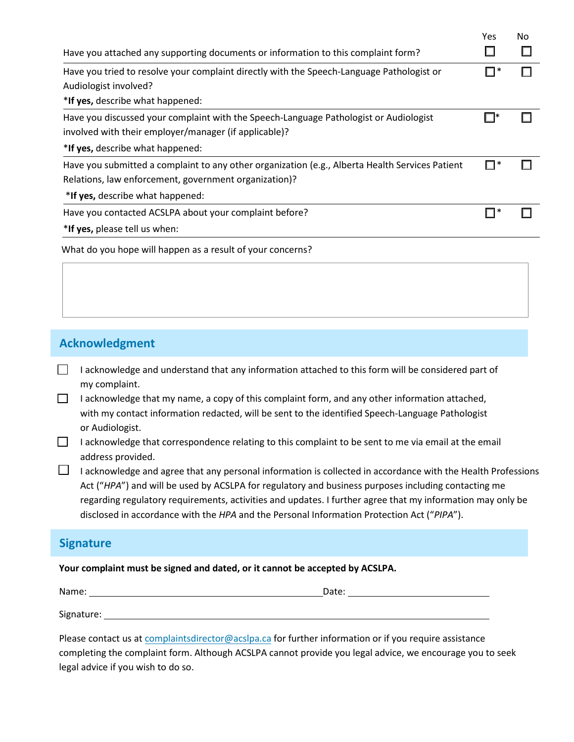| | Yes | No |
|---|---|---|
| Have you attached any supporting documents or information to this complaint form? | ☐ | ☐ |
| Have you tried to resolve your complaint directly with the Speech-Language Pathologist or Audiologist involved?<br>***If yes,** describe what happened: | ☐* | ☐ |
| Have you discussed your complaint with the Speech-Language Pathologist or Audiologist involved with their employer/manager (if applicable)?<br>***If yes,** describe what happened: | ☐* | ☐ |
| Have you submitted a complaint to any other organization (e.g., Alberta Health Services Patient Relations, law enforcement, government organization)?<br>***If yes,** describe what happened: | ☐* | ☐ |
| Have you contacted ACSLPA about your complaint before?<br>***If yes,** please tell us when: | ☐* | ☐ |

What do you hope will happen as a result of your concerns?

## Acknowledgment

- ☐ I acknowledge and understand that any information attached to this form will be considered part of my complaint.
- ☐ I acknowledge that my name, a copy of this complaint form, and any other information attached, with my contact information redacted, will be sent to the identified Speech-Language Pathologist or Audiologist.
- ☐ I acknowledge that correspondence relating to this complaint to be sent to me via email at the email address provided.
- ☐ I acknowledge and agree that any personal information is collected in accordance with the Health Professions Act ("*HPA*") and will be used by ACSLPA for regulatory and business purposes including contacting me regarding regulatory requirements, activities and updates. I further agree that my information may only be disclosed in accordance with the *HPA* and the Personal Information Protection Act ("*PIPA*").

## Signature

**Your complaint must be signed and dated, or it cannot be accepted by ACSLPA.**

Name: ______________________________ Date: ____________________

Signature: ____________________________________________

Please contact us at complaintsdirector@acslpa.ca for further information or if you require assistance completing the complaint form. Although ACSLPA cannot provide you legal advice, we encourage you to seek legal advice if you wish to do so.